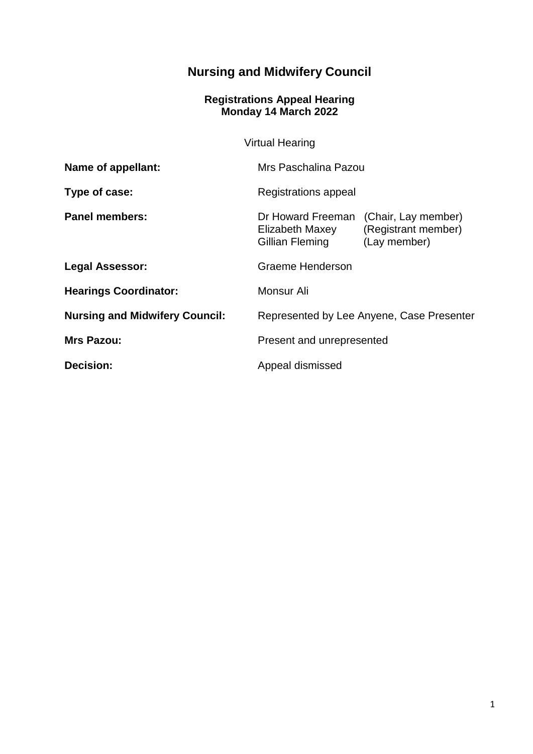# Nursing and Midwifery Council

## Registrations Appeal Hearing
## Monday 14 March 2022

Virtual Hearing

**Name of appellant:** Mrs Paschalina Pazou

**Type of case:** Registrations appeal

**Panel members:** Dr Howard Freeman (Chair, Lay member)
Elizabeth Maxey (Registrant member)
Gillian Fleming (Lay member)

**Legal Assessor:** Graeme Henderson

**Hearings Coordinator:** Monsur Ali

**Nursing and Midwifery Council:** Represented by Lee Anyene, Case Presenter

**Mrs Pazou:** Present and unrepresented

**Decision:** Appeal dismissed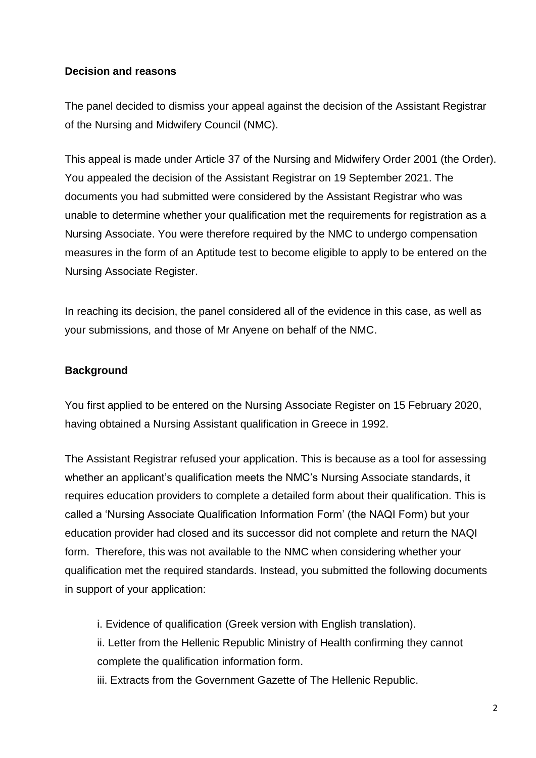**Decision and reasons**

The panel decided to dismiss your appeal against the decision of the Assistant Registrar of the Nursing and Midwifery Council (NMC).

This appeal is made under Article 37 of the Nursing and Midwifery Order 2001 (the Order). You appealed the decision of the Assistant Registrar on 19 September 2021. The documents you had submitted were considered by the Assistant Registrar who was unable to determine whether your qualification met the requirements for registration as a Nursing Associate. You were therefore required by the NMC to undergo compensation measures in the form of an Aptitude test to become eligible to apply to be entered on the Nursing Associate Register.

In reaching its decision, the panel considered all of the evidence in this case, as well as your submissions, and those of Mr Anyene on behalf of the NMC.

**Background**

You first applied to be entered on the Nursing Associate Register on 15 February 2020, having obtained a Nursing Assistant qualification in Greece in 1992.

The Assistant Registrar refused your application. This is because as a tool for assessing whether an applicant's qualification meets the NMC's Nursing Associate standards, it requires education providers to complete a detailed form about their qualification. This is called a 'Nursing Associate Qualification Information Form' (the NAQI Form) but your education provider had closed and its successor did not complete and return the NAQI form. Therefore, this was not available to the NMC when considering whether your qualification met the required standards. Instead, you submitted the following documents in support of your application:

i. Evidence of qualification (Greek version with English translation).
ii. Letter from the Hellenic Republic Ministry of Health confirming they cannot complete the qualification information form.
iii. Extracts from the Government Gazette of The Hellenic Republic.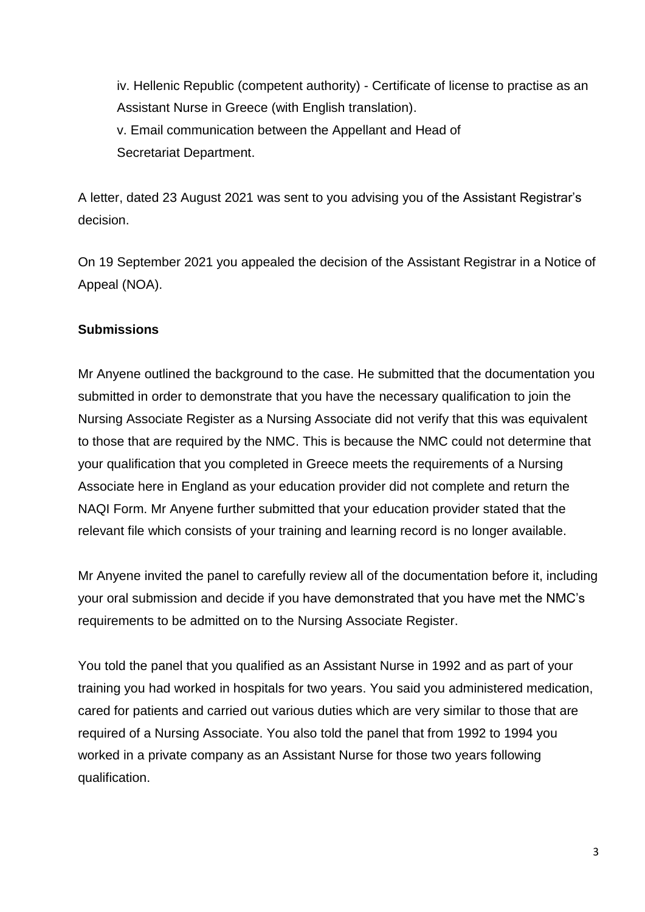iv. Hellenic Republic (competent authority) - Certificate of license to practise as an Assistant Nurse in Greece (with English translation).
v. Email communication between the Appellant and Head of Secretariat Department.

A letter, dated 23 August 2021 was sent to you advising you of the Assistant Registrar's decision.

On 19 September 2021 you appealed the decision of the Assistant Registrar in a Notice of Appeal (NOA).

**Submissions**

Mr Anyene outlined the background to the case. He submitted that the documentation you submitted in order to demonstrate that you have the necessary qualification to join the Nursing Associate Register as a Nursing Associate did not verify that this was equivalent to those that are required by the NMC. This is because the NMC could not determine that your qualification that you completed in Greece meets the requirements of a Nursing Associate here in England as your education provider did not complete and return the NAQI Form. Mr Anyene further submitted that your education provider stated that the relevant file which consists of your training and learning record is no longer available.

Mr Anyene invited the panel to carefully review all of the documentation before it, including your oral submission and decide if you have demonstrated that you have met the NMC's requirements to be admitted on to the Nursing Associate Register.

You told the panel that you qualified as an Assistant Nurse in 1992 and as part of your training you had worked in hospitals for two years. You said you administered medication, cared for patients and carried out various duties which are very similar to those that are required of a Nursing Associate. You also told the panel that from 1992 to 1994 you worked in a private company as an Assistant Nurse for those two years following qualification.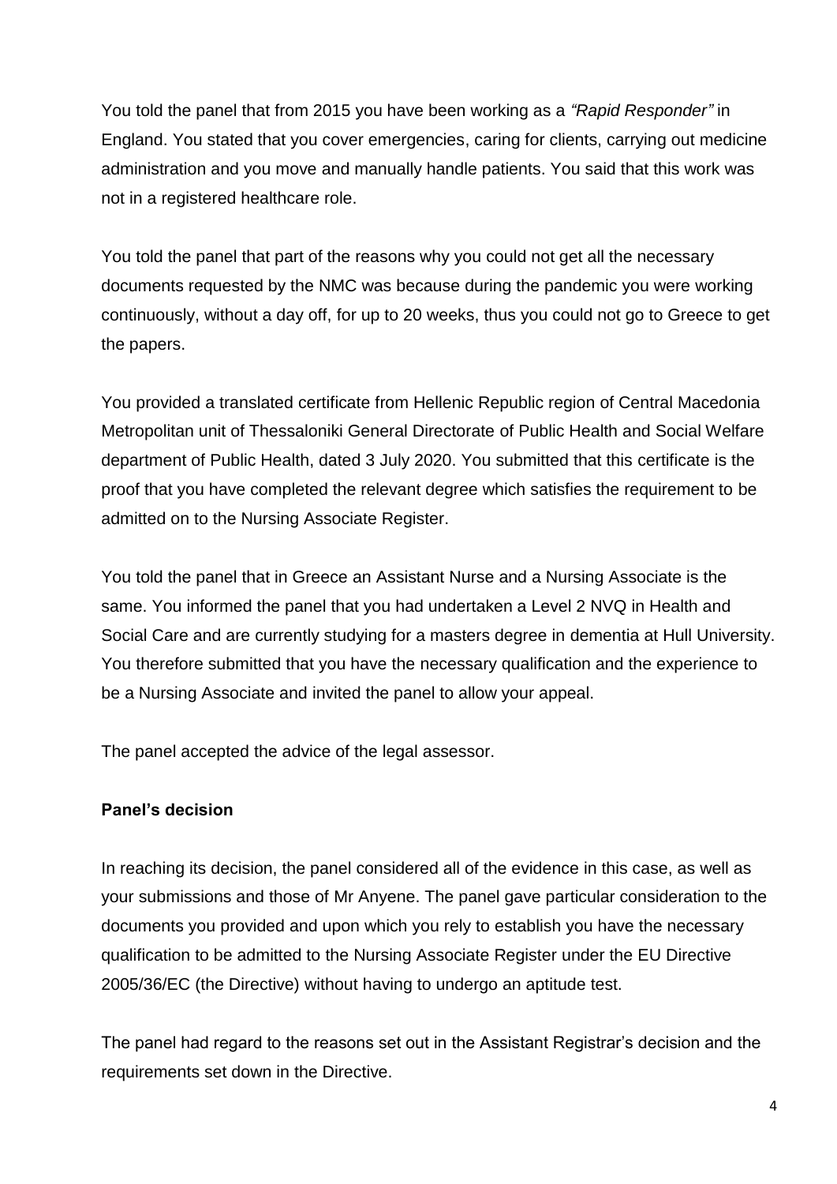You told the panel that from 2015 you have been working as a *"Rapid Responder"* in England. You stated that you cover emergencies, caring for clients, carrying out medicine administration and you move and manually handle patients. You said that this work was not in a registered healthcare role.

You told the panel that part of the reasons why you could not get all the necessary documents requested by the NMC was because during the pandemic you were working continuously, without a day off, for up to 20 weeks, thus you could not go to Greece to get the papers.

You provided a translated certificate from Hellenic Republic region of Central Macedonia Metropolitan unit of Thessaloniki General Directorate of Public Health and Social Welfare department of Public Health, dated 3 July 2020. You submitted that this certificate is the proof that you have completed the relevant degree which satisfies the requirement to be admitted on to the Nursing Associate Register.

You told the panel that in Greece an Assistant Nurse and a Nursing Associate is the same. You informed the panel that you had undertaken a Level 2 NVQ in Health and Social Care and are currently studying for a masters degree in dementia at Hull University. You therefore submitted that you have the necessary qualification and the experience to be a Nursing Associate and invited the panel to allow your appeal.

The panel accepted the advice of the legal assessor.

**Panel's decision**

In reaching its decision, the panel considered all of the evidence in this case, as well as your submissions and those of Mr Anyene. The panel gave particular consideration to the documents you provided and upon which you rely to establish you have the necessary qualification to be admitted to the Nursing Associate Register under the EU Directive 2005/36/EC (the Directive) without having to undergo an aptitude test.

The panel had regard to the reasons set out in the Assistant Registrar's decision and the requirements set down in the Directive.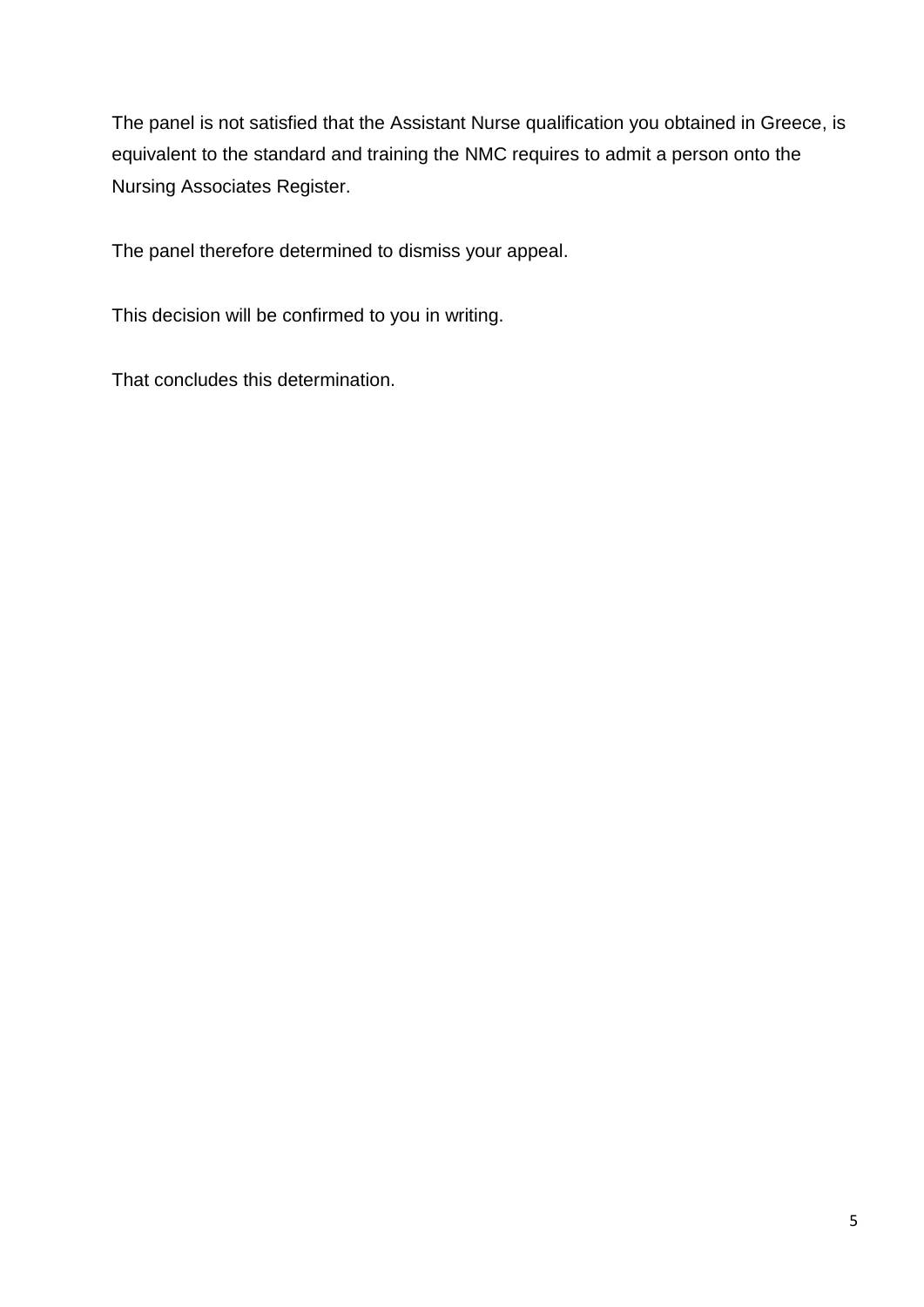The panel is not satisfied that the Assistant Nurse qualification you obtained in Greece, is equivalent to the standard and training the NMC requires to admit a person onto the Nursing Associates Register.

The panel therefore determined to dismiss your appeal.

This decision will be confirmed to you in writing.

That concludes this determination.